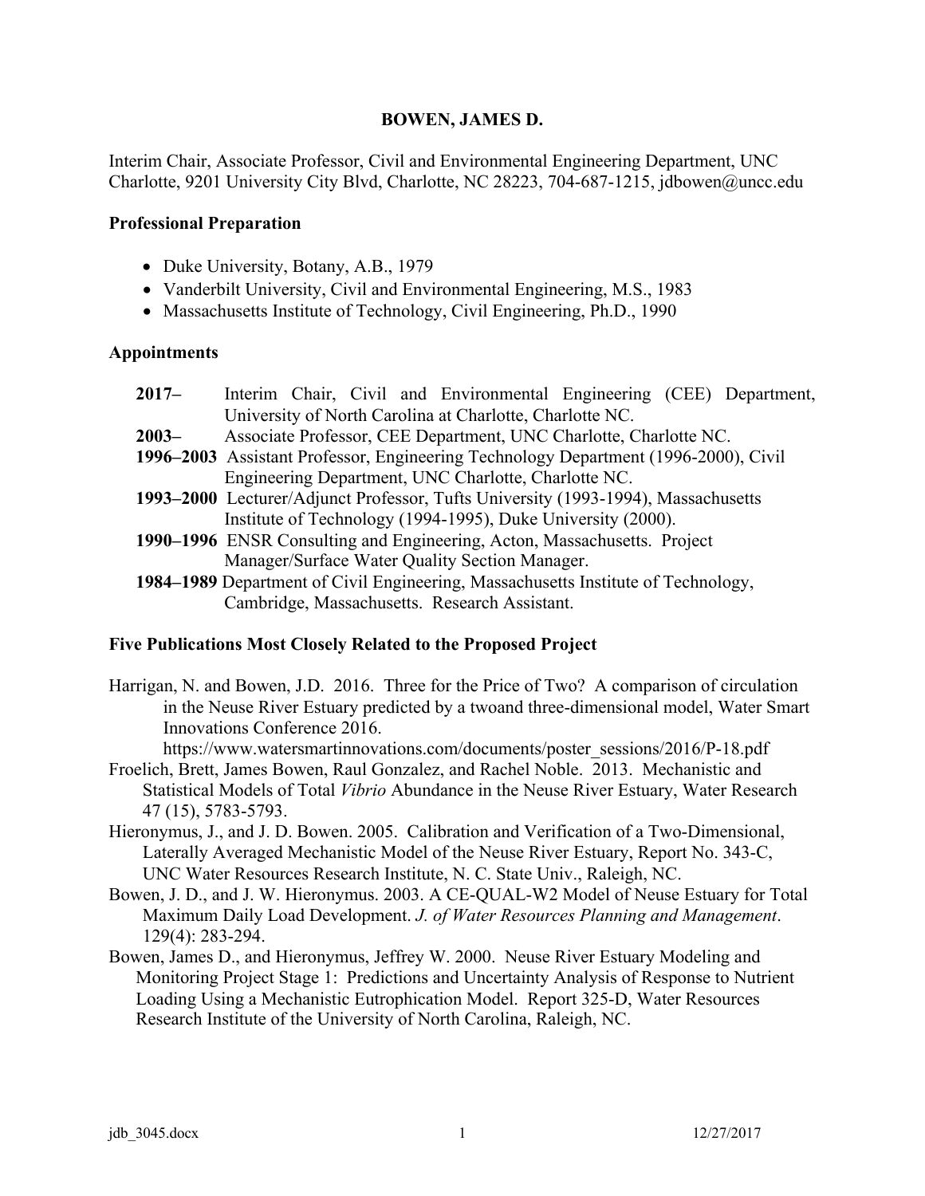# BOWEN, JAMES D.

Interim Chair, Associate Professor, Civil and Environmental Engineering Department, UNC Charlotte, 9201 University City Blvd, Charlotte, NC 28223, 704-687-1215, jdbowen@uncc.edu

## Professional Preparation

- Duke University, Botany, A.B., 1979
- Vanderbilt University, Civil and Environmental Engineering, M.S., 1983
- Massachusetts Institute of Technology, Civil Engineering, Ph.D., 1990

## Appointments

**2017–** Interim Chair, Civil and Environmental Engineering (CEE) Department, University of North Carolina at Charlotte, Charlotte NC.

**2003–** Associate Professor, CEE Department, UNC Charlotte, Charlotte NC.

**1996–2003** Assistant Professor, Engineering Technology Department (1996-2000), Civil Engineering Department, UNC Charlotte, Charlotte NC.

**1993–2000** Lecturer/Adjunct Professor, Tufts University (1993-1994), Massachusetts Institute of Technology (1994-1995), Duke University (2000).

**1990–1996** ENSR Consulting and Engineering, Acton, Massachusetts. Project Manager/Surface Water Quality Section Manager.

**1984–1989** Department of Civil Engineering, Massachusetts Institute of Technology, Cambridge, Massachusetts. Research Assistant.

## Five Publications Most Closely Related to the Proposed Project

Harrigan, N. and Bowen, J.D. 2016. Three for the Price of Two? A comparison of circulation in the Neuse River Estuary predicted by a twoand three-dimensional model, Water Smart Innovations Conference 2016. https://www.watersmartinnovations.com/documents/poster_sessions/2016/P-18.pdf

Froelich, Brett, James Bowen, Raul Gonzalez, and Rachel Noble. 2013. Mechanistic and Statistical Models of Total *Vibrio* Abundance in the Neuse River Estuary, Water Research 47 (15), 5783-5793.

Hieronymus, J., and J. D. Bowen. 2005. Calibration and Verification of a Two-Dimensional, Laterally Averaged Mechanistic Model of the Neuse River Estuary, Report No. 343-C, UNC Water Resources Research Institute, N. C. State Univ., Raleigh, NC.

Bowen, J. D., and J. W. Hieronymus. 2003. A CE-QUAL-W2 Model of Neuse Estuary for Total Maximum Daily Load Development. *J. of Water Resources Planning and Management*. 129(4): 283-294.

Bowen, James D., and Hieronymus, Jeffrey W. 2000. Neuse River Estuary Modeling and Monitoring Project Stage 1: Predictions and Uncertainty Analysis of Response to Nutrient Loading Using a Mechanistic Eutrophication Model. Report 325-D, Water Resources Research Institute of the University of North Carolina, Raleigh, NC.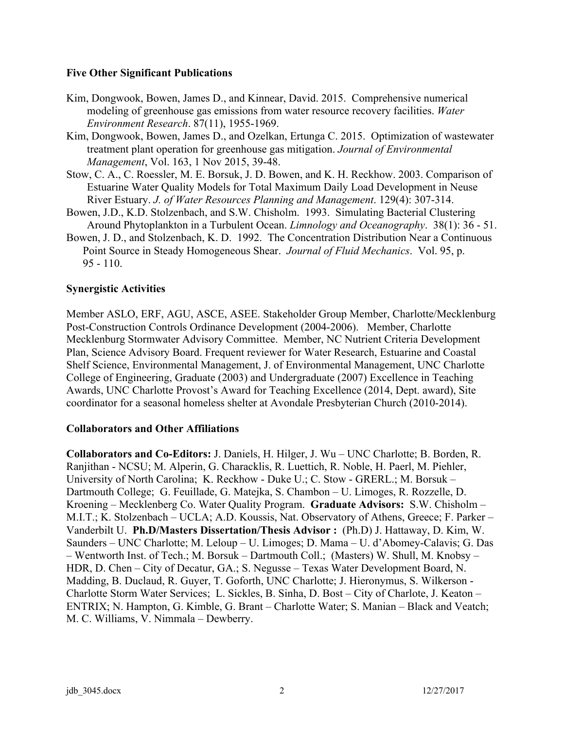### Five Other Significant Publications

Kim, Dongwook, Bowen, James D., and Kinnear, David. 2015. Comprehensive numerical modeling of greenhouse gas emissions from water resource recovery facilities. *Water Environment Research*. 87(11), 1955-1969.

Kim, Dongwook, Bowen, James D., and Ozelkan, Ertunga C. 2015. Optimization of wastewater treatment plant operation for greenhouse gas mitigation. *Journal of Environmental Management*, Vol. 163, 1 Nov 2015, 39-48.

Stow, C. A., C. Roessler, M. E. Borsuk, J. D. Bowen, and K. H. Reckhow. 2003. Comparison of Estuarine Water Quality Models for Total Maximum Daily Load Development in Neuse River Estuary. *J. of Water Resources Planning and Management*. 129(4): 307-314.

Bowen, J.D., K.D. Stolzenbach, and S.W. Chisholm. 1993. Simulating Bacterial Clustering Around Phytoplankton in a Turbulent Ocean. *Limnology and Oceanography*. 38(1): 36 - 51.

Bowen, J. D., and Stolzenbach, K. D. 1992. The Concentration Distribution Near a Continuous Point Source in Steady Homogeneous Shear. *Journal of Fluid Mechanics*. Vol. 95, p. 95 - 110.

### Synergistic Activities

Member ASLO, ERF, AGU, ASCE, ASEE. Stakeholder Group Member, Charlotte/Mecklenburg Post-Construction Controls Ordinance Development (2004-2006). Member, Charlotte Mecklenburg Stormwater Advisory Committee. Member, NC Nutrient Criteria Development Plan, Science Advisory Board. Frequent reviewer for Water Research, Estuarine and Coastal Shelf Science, Environmental Management, J. of Environmental Management, UNC Charlotte College of Engineering, Graduate (2003) and Undergraduate (2007) Excellence in Teaching Awards, UNC Charlotte Provost's Award for Teaching Excellence (2014, Dept. award), Site coordinator for a seasonal homeless shelter at Avondale Presbyterian Church (2010-2014).

### Collaborators and Other Affiliations

**Collaborators and Co-Editors:** J. Daniels, H. Hilger, J. Wu – UNC Charlotte; B. Borden, R. Ranjithan - NCSU; M. Alperin, G. Characklis, R. Luettich, R. Noble, H. Paerl, M. Piehler, University of North Carolina; K. Reckhow - Duke U.; C. Stow - GRERL.; M. Borsuk – Dartmouth College; G. Feuillade, G. Matejka, S. Chambon – U. Limoges, R. Rozzelle, D. Kroening – Mecklenberg Co. Water Quality Program. **Graduate Advisors:** S.W. Chisholm – M.I.T.; K. Stolzenbach – UCLA; A.D. Koussis, Nat. Observatory of Athens, Greece; F. Parker – Vanderbilt U. **Ph.D/Masters Dissertation/Thesis Advisor :** (Ph.D) J. Hattaway, D. Kim, W. Saunders – UNC Charlotte; M. Leloup – U. Limoges; D. Mama – U. d'Abomey-Calavis; G. Das – Wentworth Inst. of Tech.; M. Borsuk – Dartmouth Coll.; (Masters) W. Shull, M. Knobsy – HDR, D. Chen – City of Decatur, GA.; S. Negusse – Texas Water Development Board, N. Madding, B. Duclaud, R. Guyer, T. Goforth, UNC Charlotte; J. Hieronymus, S. Wilkerson - Charlotte Storm Water Services; L. Sickles, B. Sinha, D. Bost – City of Charlote, J. Keaton – ENTRIX; N. Hampton, G. Kimble, G. Brant – Charlotte Water; S. Manian – Black and Veatch; M. C. Williams, V. Nimmala – Dewberry.